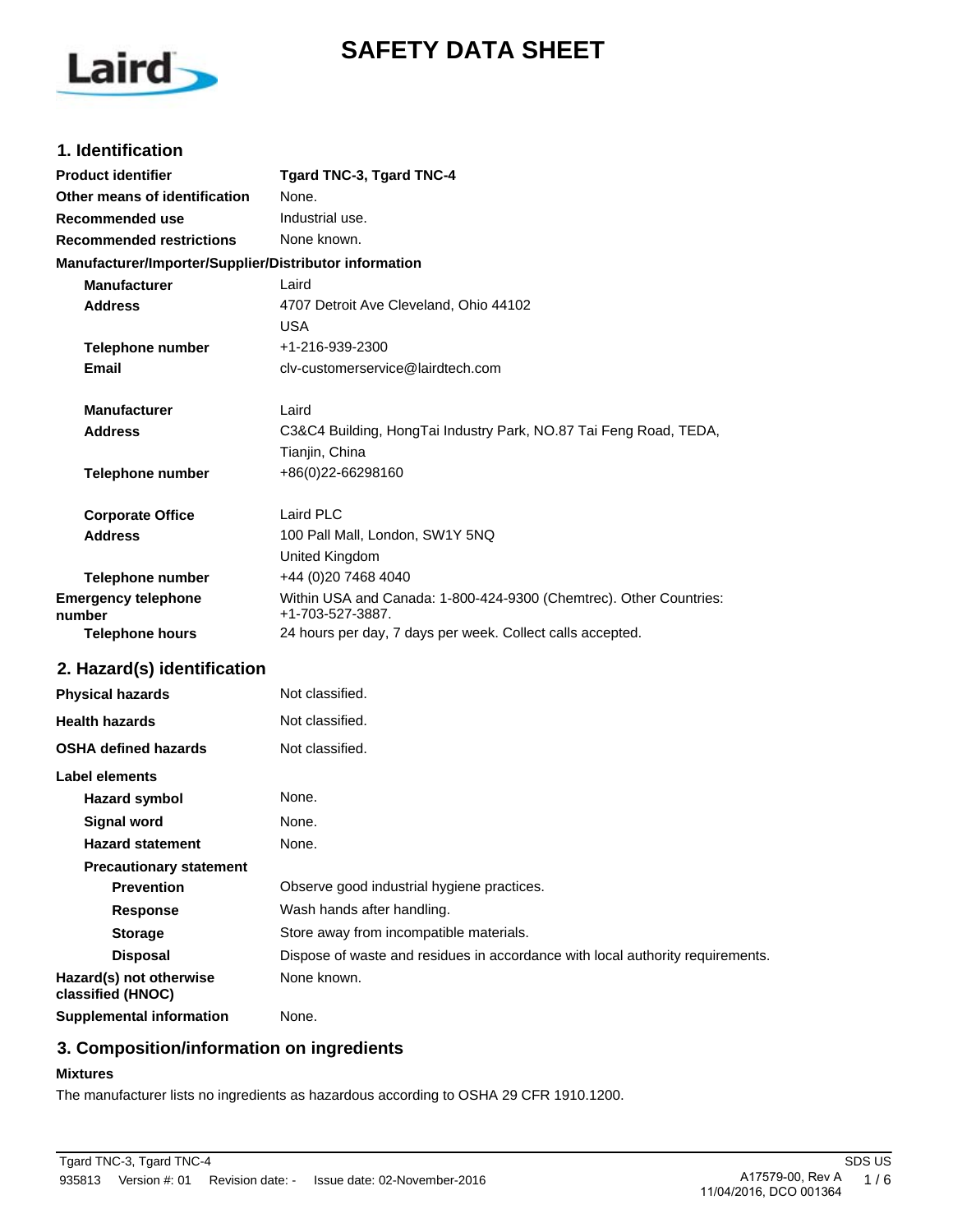# SAFETY DATA SHEET

## 1. Identification

| | |
|---|---|
| **Product identifier** | **Tgard TNC-3, Tgard TNC-4** |
| **Other means of identification** | None. |
| **Recommended use** | Industrial use. |
| **Recommended restrictions** | None known. |

**Manufacturer/Importer/Supplier/Distributor information**

| | |
|---|---|
| **Manufacturer** | Laird |
| **Address** | 4707 Detroit Ave Cleveland, Ohio 44102 USA |
| **Telephone number** | +1-216-939-2300 |
| **Email** | clv-customerservice@lairdtech.com |
| **Manufacturer** | Laird |
| **Address** | C3&C4 Building, HongTai Industry Park, NO.87 Tai Feng Road, TEDA, Tianjin, China |
| **Telephone number** | +86(0)22-66298160 |
| **Corporate Office** | Laird PLC |
| **Address** | 100 Pall Mall, London, SW1Y 5NQ United Kingdom |
| **Telephone number** | +44 (0)20 7468 4040 |
| **Emergency telephone number** | Within USA and Canada: 1-800-424-9300 (Chemtrec). Other Countries: +1-703-527-3887. |
| **Telephone hours** | 24 hours per day, 7 days per week. Collect calls accepted. |

## 2. Hazard(s) identification

| | |
|---|---|
| **Physical hazards** | Not classified. |
| **Health hazards** | Not classified. |
| **OSHA defined hazards** | Not classified. |

**Label elements**

| | |
|---|---|
| **Hazard symbol** | None. |
| **Signal word** | None. |
| **Hazard statement** | None. |

**Precautionary statement**

| | |
|---|---|
| **Prevention** | Observe good industrial hygiene practices. |
| **Response** | Wash hands after handling. |
| **Storage** | Store away from incompatible materials. |
| **Disposal** | Dispose of waste and residues in accordance with local authority requirements. |
| **Hazard(s) not otherwise classified (HNOC)** | None known. |
| **Supplemental information** | None. |

## 3. Composition/information on ingredients

**Mixtures**

The manufacturer lists no ingredients as hazardous according to OSHA 29 CFR 1910.1200.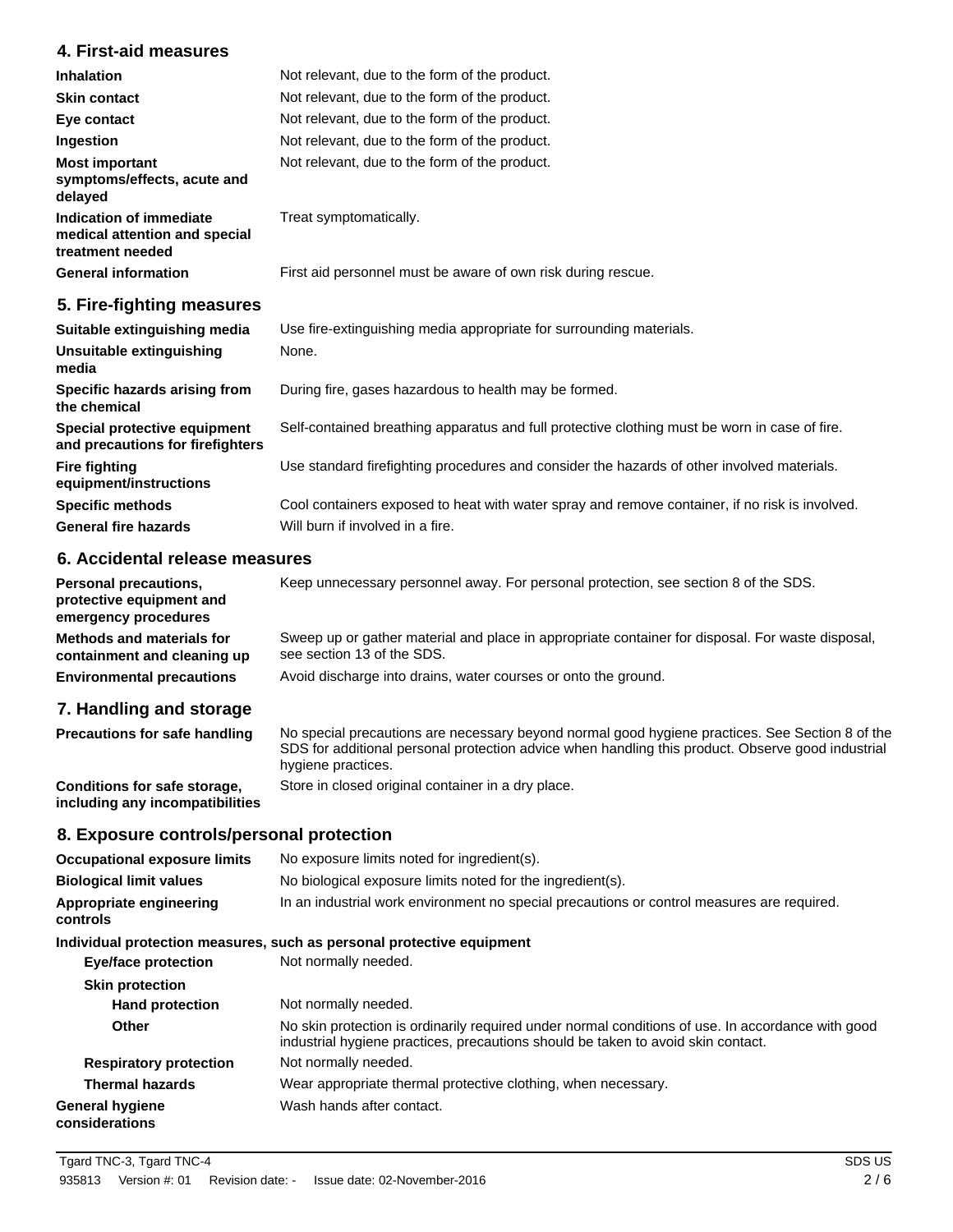## 4. First-aid measures

| | |
|---|---|
| **Inhalation** | Not relevant, due to the form of the product. |
| **Skin contact** | Not relevant, due to the form of the product. |
| **Eye contact** | Not relevant, due to the form of the product. |
| **Ingestion** | Not relevant, due to the form of the product. |
| **Most important symptoms/effects, acute and delayed** | Not relevant, due to the form of the product. |
| **Indication of immediate medical attention and special treatment needed** | Treat symptomatically. |
| **General information** | First aid personnel must be aware of own risk during rescue. |

## 5. Fire-fighting measures

| | |
|---|---|
| **Suitable extinguishing media** | Use fire-extinguishing media appropriate for surrounding materials. |
| **Unsuitable extinguishing media** | None. |
| **Specific hazards arising from the chemical** | During fire, gases hazardous to health may be formed. |
| **Special protective equipment and precautions for firefighters** | Self-contained breathing apparatus and full protective clothing must be worn in case of fire. |
| **Fire fighting equipment/instructions** | Use standard firefighting procedures and consider the hazards of other involved materials. |
| **Specific methods** | Cool containers exposed to heat with water spray and remove container, if no risk is involved. |
| **General fire hazards** | Will burn if involved in a fire. |

## 6. Accidental release measures

| | |
|---|---|
| **Personal precautions, protective equipment and emergency procedures** | Keep unnecessary personnel away. For personal protection, see section 8 of the SDS. |
| **Methods and materials for containment and cleaning up** | Sweep up or gather material and place in appropriate container for disposal. For waste disposal, see section 13 of the SDS. |
| **Environmental precautions** | Avoid discharge into drains, water courses or onto the ground. |

## 7. Handling and storage

| | |
|---|---|
| **Precautions for safe handling** | No special precautions are necessary beyond normal good hygiene practices. See Section 8 of the SDS for additional personal protection advice when handling this product. Observe good industrial hygiene practices. |
| **Conditions for safe storage, including any incompatibilities** | Store in closed original container in a dry place. |

## 8. Exposure controls/personal protection

| | |
|---|---|
| **Occupational exposure limits** | No exposure limits noted for ingredient(s). |
| **Biological limit values** | No biological exposure limits noted for the ingredient(s). |
| **Appropriate engineering controls** | In an industrial work environment no special precautions or control measures are required. |

**Individual protection measures, such as personal protective equipment**

| | |
|---|---|
| **Eye/face protection** | Not normally needed. |
| **Skin protection** | |
| **Hand protection** | Not normally needed. |
| **Other** | No skin protection is ordinarily required under normal conditions of use. In accordance with good industrial hygiene practices, precautions should be taken to avoid skin contact. |
| **Respiratory protection** | Not normally needed. |
| **Thermal hazards** | Wear appropriate thermal protective clothing, when necessary. |
| **General hygiene considerations** | Wash hands after contact. |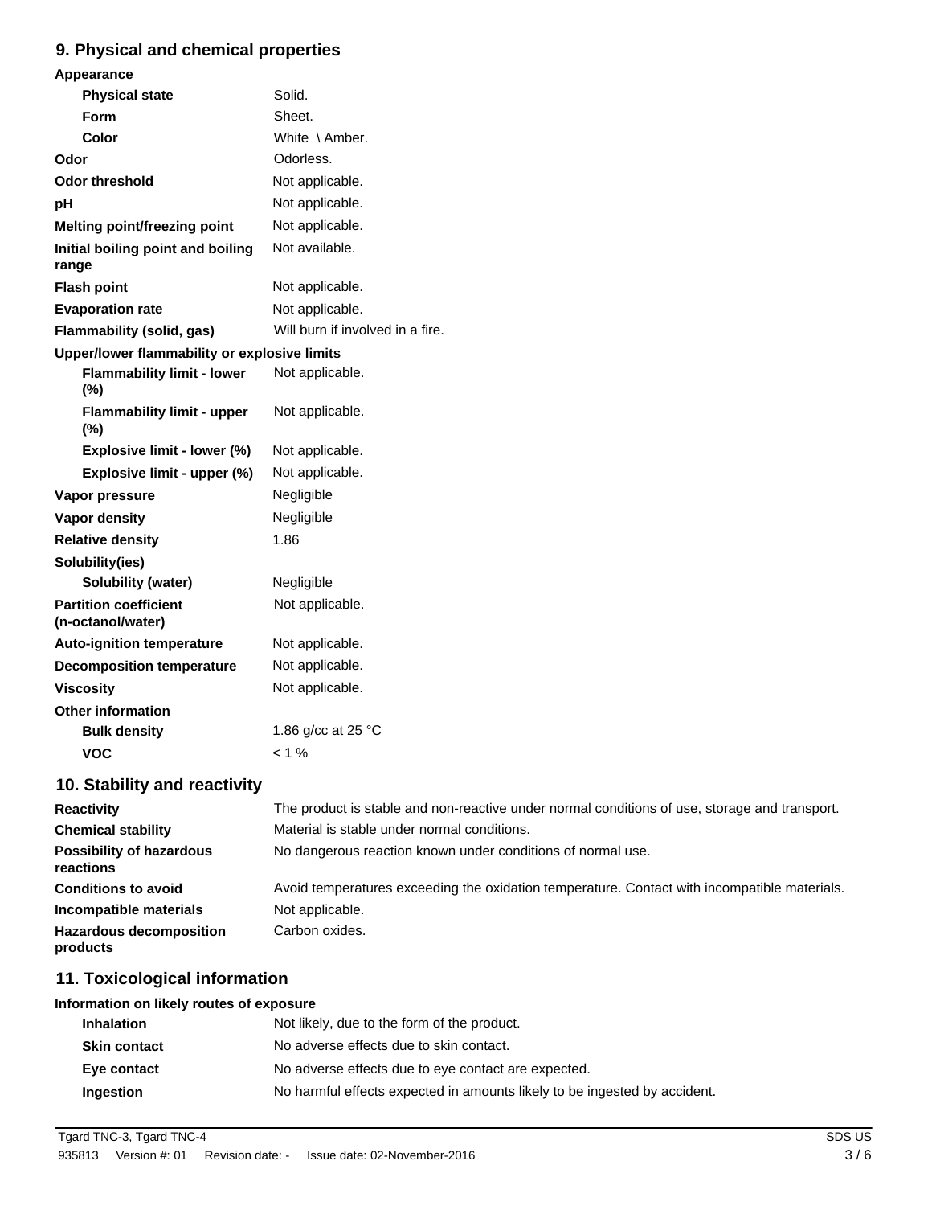## 9. Physical and chemical properties

| | |
|---|---|
| **Appearance** | |
| **Physical state** | Solid. |
| **Form** | Sheet. |
| **Color** | White \ Amber. |
| **Odor** | Odorless. |
| **Odor threshold** | Not applicable. |
| **pH** | Not applicable. |
| **Melting point/freezing point** | Not applicable. |
| **Initial boiling point and boiling range** | Not available. |
| **Flash point** | Not applicable. |
| **Evaporation rate** | Not applicable. |
| **Flammability (solid, gas)** | Will burn if involved in a fire. |
| **Upper/lower flammability or explosive limits** | |
| **Flammability limit - lower (%)** | Not applicable. |
| **Flammability limit - upper (%)** | Not applicable. |
| **Explosive limit - lower (%)** | Not applicable. |
| **Explosive limit - upper (%)** | Not applicable. |
| **Vapor pressure** | Negligible |
| **Vapor density** | Negligible |
| **Relative density** | 1.86 |
| **Solubility(ies)** | |
| **Solubility (water)** | Negligible |
| **Partition coefficient (n-octanol/water)** | Not applicable. |
| **Auto-ignition temperature** | Not applicable. |
| **Decomposition temperature** | Not applicable. |
| **Viscosity** | Not applicable. |
| **Other information** | |
| **Bulk density** | 1.86 g/cc at 25 °C |
| **VOC** | < 1 % |

## 10. Stability and reactivity

| | |
|---|---|
| **Reactivity** | The product is stable and non-reactive under normal conditions of use, storage and transport. |
| **Chemical stability** | Material is stable under normal conditions. |
| **Possibility of hazardous reactions** | No dangerous reaction known under conditions of normal use. |
| **Conditions to avoid** | Avoid temperatures exceeding the oxidation temperature. Contact with incompatible materials. |
| **Incompatible materials** | Not applicable. |
| **Hazardous decomposition products** | Carbon oxides. |

## 11. Toxicological information

**Information on likely routes of exposure**

| | |
|---|---|
| **Inhalation** | Not likely, due to the form of the product. |
| **Skin contact** | No adverse effects due to skin contact. |
| **Eye contact** | No adverse effects due to eye contact are expected. |
| **Ingestion** | No harmful effects expected in amounts likely to be ingested by accident. |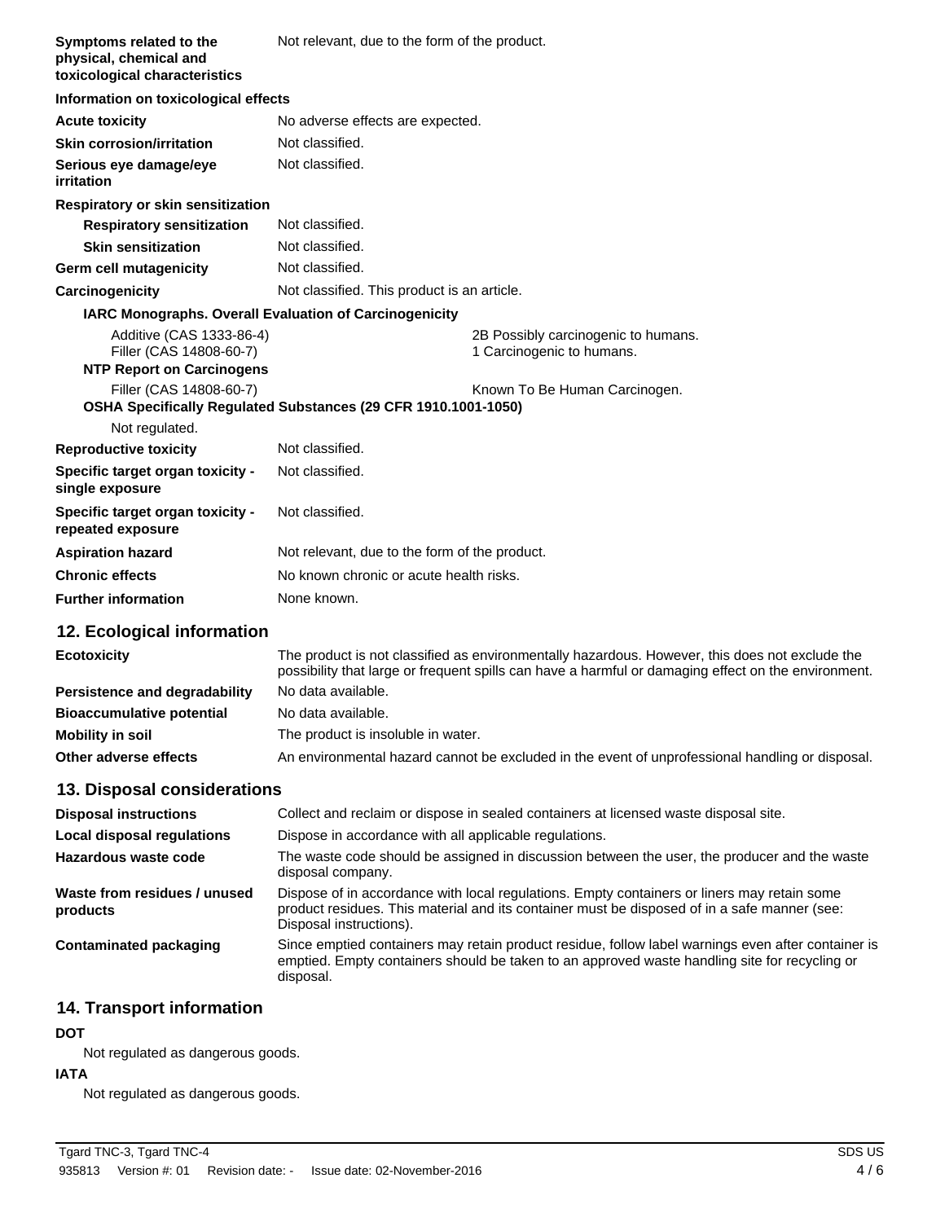| | |
|---|---|
| **Symptoms related to the physical, chemical and toxicological characteristics** | Not relevant, due to the form of the product. |

**Information on toxicological effects**

| | |
|---|---|
| **Acute toxicity** | No adverse effects are expected. |
| **Skin corrosion/irritation** | Not classified. |
| **Serious eye damage/eye irritation** | Not classified. |

**Respiratory or skin sensitization**

| | |
|---|---|
| **Respiratory sensitization** | Not classified. |
| **Skin sensitization** | Not classified. |
| **Germ cell mutagenicity** | Not classified. |
| **Carcinogenicity** | Not classified. This product is an article. |

**IARC Monographs. Overall Evaluation of Carcinogenicity**

| | |
|---|---|
| Additive (CAS 1333-86-4) | 2B Possibly carcinogenic to humans. |
| Filler (CAS 14808-60-7) | 1 Carcinogenic to humans. |

**NTP Report on Carcinogens**

| | |
|---|---|
| Filler (CAS 14808-60-7) | Known To Be Human Carcinogen. |

**OSHA Specifically Regulated Substances (29 CFR 1910.1001-1050)**

Not regulated.

| | |
|---|---|
| **Reproductive toxicity** | Not classified. |
| **Specific target organ toxicity - single exposure** | Not classified. |
| **Specific target organ toxicity - repeated exposure** | Not classified. |
| **Aspiration hazard** | Not relevant, due to the form of the product. |
| **Chronic effects** | No known chronic or acute health risks. |
| **Further information** | None known. |

## 12. Ecological information

| | |
|---|---|
| **Ecotoxicity** | The product is not classified as environmentally hazardous. However, this does not exclude the possibility that large or frequent spills can have a harmful or damaging effect on the environment. |
| **Persistence and degradability** | No data available. |
| **Bioaccumulative potential** | No data available. |
| **Mobility in soil** | The product is insoluble in water. |
| **Other adverse effects** | An environmental hazard cannot be excluded in the event of unprofessional handling or disposal. |

## 13. Disposal considerations

| | |
|---|---|
| **Disposal instructions** | Collect and reclaim or dispose in sealed containers at licensed waste disposal site. |
| **Local disposal regulations** | Dispose in accordance with all applicable regulations. |
| **Hazardous waste code** | The waste code should be assigned in discussion between the user, the producer and the waste disposal company. |
| **Waste from residues / unused products** | Dispose of in accordance with local regulations. Empty containers or liners may retain some product residues. This material and its container must be disposed of in a safe manner (see: Disposal instructions). |
| **Contaminated packaging** | Since emptied containers may retain product residue, follow label warnings even after container is emptied. Empty containers should be taken to an approved waste handling site for recycling or disposal. |

## 14. Transport information

**DOT**

Not regulated as dangerous goods.

**IATA**

Not regulated as dangerous goods.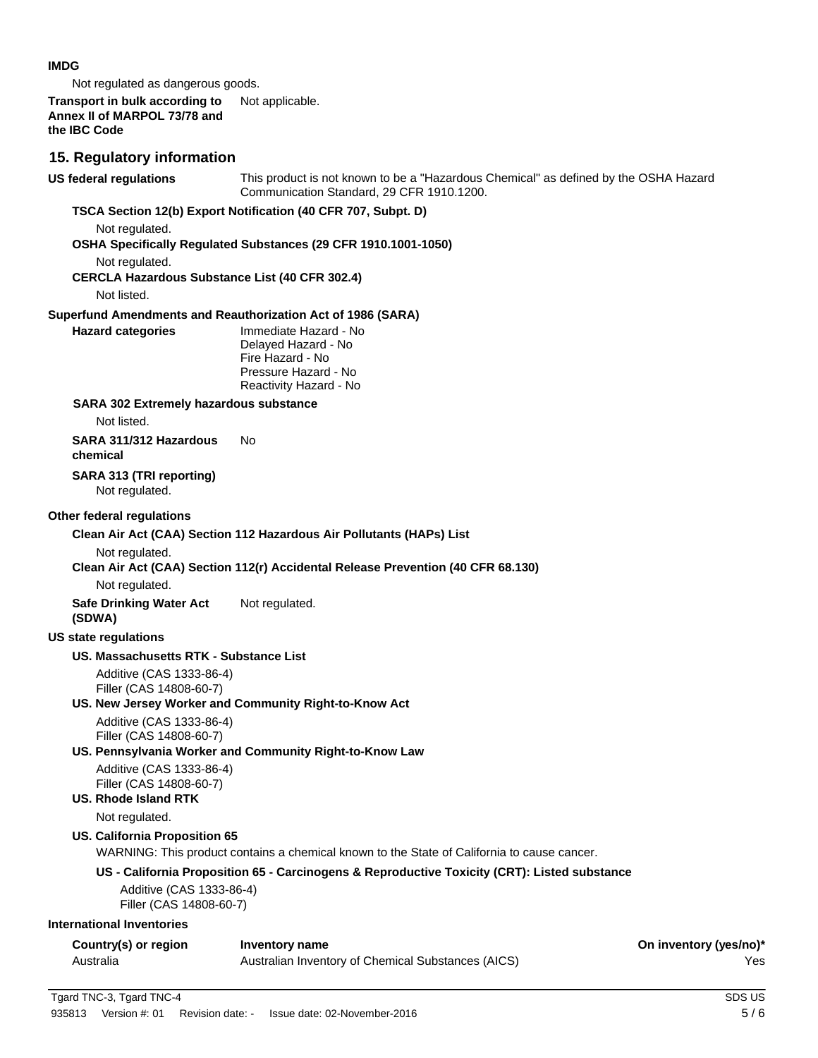**IMDG**

Not regulated as dangerous goods.

**Transport in bulk according to Annex II of MARPOL 73/78 and the IBC Code** Not applicable.

## 15. Regulatory information

**US federal regulations** This product is not known to be a "Hazardous Chemical" as defined by the OSHA Hazard Communication Standard, 29 CFR 1910.1200.

**TSCA Section 12(b) Export Notification (40 CFR 707, Subpt. D)**

Not regulated.

**OSHA Specifically Regulated Substances (29 CFR 1910.1001-1050)**

Not regulated.

**CERCLA Hazardous Substance List (40 CFR 302.4)**

Not listed.

**Superfund Amendments and Reauthorization Act of 1986 (SARA)**

**Hazard categories**

Immediate Hazard - No
Delayed Hazard - No
Fire Hazard - No
Pressure Hazard - No
Reactivity Hazard - No

**SARA 302 Extremely hazardous substance**

Not listed.

**SARA 311/312 Hazardous chemical** No

**SARA 313 (TRI reporting)**

Not regulated.

**Other federal regulations**

**Clean Air Act (CAA) Section 112 Hazardous Air Pollutants (HAPs) List**

Not regulated.

**Clean Air Act (CAA) Section 112(r) Accidental Release Prevention (40 CFR 68.130)**

Not regulated.

**Safe Drinking Water Act (SDWA)** Not regulated.

**US state regulations**

**US. Massachusetts RTK - Substance List**

Additive (CAS 1333-86-4)
Filler (CAS 14808-60-7)

**US. New Jersey Worker and Community Right-to-Know Act**

Additive (CAS 1333-86-4)
Filler (CAS 14808-60-7)

**US. Pennsylvania Worker and Community Right-to-Know Law**

Additive (CAS 1333-86-4)
Filler (CAS 14808-60-7)

**US. Rhode Island RTK**

Not regulated.

**US. California Proposition 65**

WARNING: This product contains a chemical known to the State of California to cause cancer.

**US - California Proposition 65 - Carcinogens & Reproductive Toxicity (CRT): Listed substance**

Additive (CAS 1333-86-4)
Filler (CAS 14808-60-7)

**International Inventories**

| Country(s) or region | Inventory name | On inventory (yes/no)* |
|---|---|---|
| Australia | Australian Inventory of Chemical Substances (AICS) | Yes |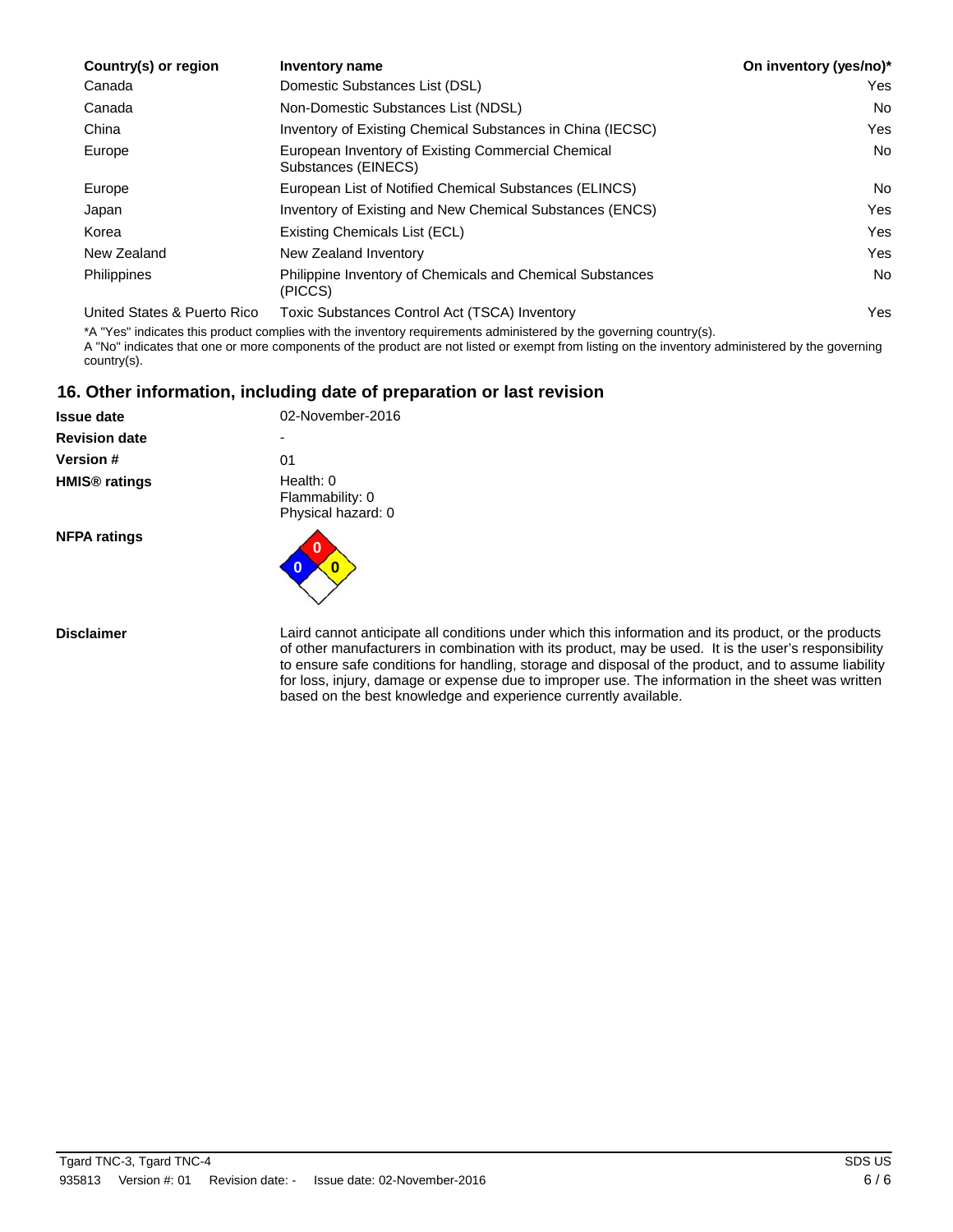| Country(s) or region | Inventory name | On inventory (yes/no)* |
| --- | --- | --- |
| Canada | Domestic Substances List (DSL) | Yes |
| Canada | Non-Domestic Substances List (NDSL) | No |
| China | Inventory of Existing Chemical Substances in China (IECSC) | Yes |
| Europe | European Inventory of Existing Commercial Chemical Substances (EINECS) | No |
| Europe | European List of Notified Chemical Substances (ELINCS) | No |
| Japan | Inventory of Existing and New Chemical Substances (ENCS) | Yes |
| Korea | Existing Chemicals List (ECL) | Yes |
| New Zealand | New Zealand Inventory | Yes |
| Philippines | Philippine Inventory of Chemicals and Chemical Substances (PICCS) | No |
| United States & Puerto Rico | Toxic Substances Control Act (TSCA) Inventory | Yes |

*A "Yes" indicates this product complies with the inventory requirements administered by the governing country(s).
A "No" indicates that one or more components of the product are not listed or exempt from listing on the inventory administered by the governing country(s).

## 16. Other information, including date of preparation or last revision

**Issue date** 02-November-2016

**Revision date** -

**Version #** 01

**HMIS® ratings**
Health: 0
Flammability: 0
Physical hazard: 0

**NFPA ratings**
0
0 0

**Disclaimer**
Laird cannot anticipate all conditions under which this information and its product, or the products of other manufacturers in combination with its product, may be used. It is the user's responsibility to ensure safe conditions for handling, storage and disposal of the product, and to assume liability for loss, injury, damage or expense due to improper use. The information in the sheet was written based on the best knowledge and experience currently available.